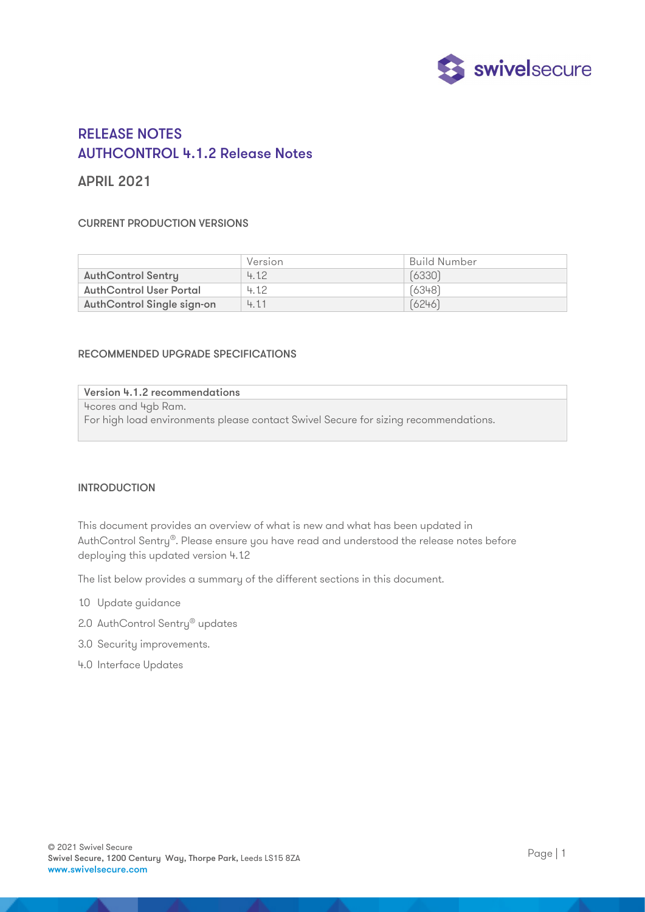# RELEASE NOTES
# AUTHCONTROL 4.1.2 Release Notes

## APRIL 2021

### CURRENT PRODUCTION VERSIONS

| | Version | Build Number |
|---|---|---|
| **AuthControl Sentry** | 4.1.2 | (6330) |
| **AuthControl User Portal** | 4.1.2 | (6348) |
| **AuthControl Single sign-on** | 4.1.1 | (6246) |

### RECOMMENDED UPGRADE SPECIFICATIONS

| **Version 4.1.2 recommendations** |
|---|
| 4cores and 4gb Ram.<br>For high load environments please contact Swivel Secure for sizing recommendations. |

### INTRODUCTION

This document provides an overview of what is new and what has been updated in AuthControl Sentry®. Please ensure you have read and understood the release notes before deploying this updated version 4.1.2

The list below provides a summary of the different sections in this document.

1.0 Update guidance

2.0 AuthControl Sentry® updates

3.0 Security improvements.

4.0 Interface Updates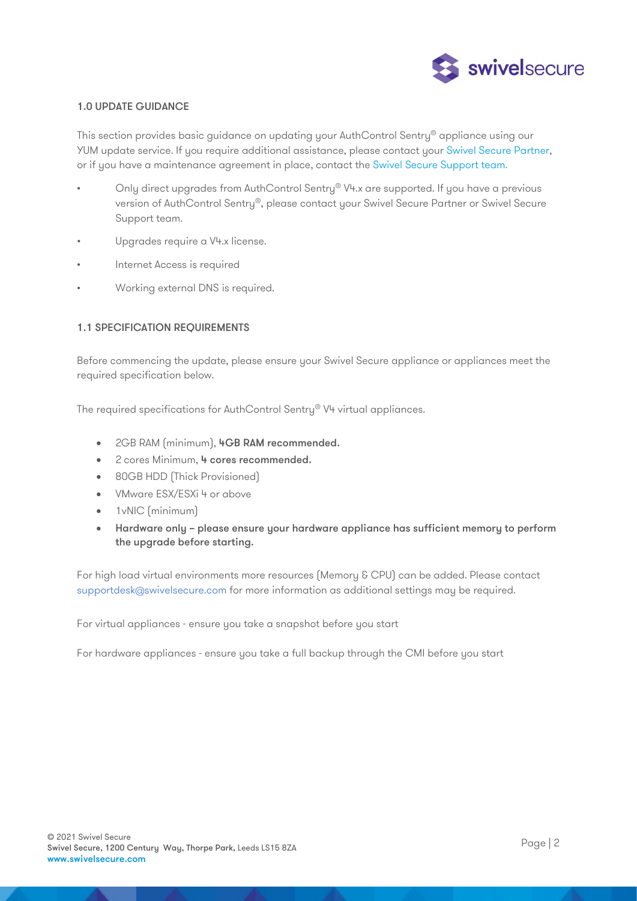## 1.0 UPDATE GUIDANCE

This section provides basic guidance on updating your AuthControl Sentry® appliance using our YUM update service. If you require additional assistance, please contact your Swivel Secure Partner, or if you have a maintenance agreement in place, contact the Swivel Secure Support team.

- Only direct upgrades from AuthControl Sentry® V4.x are supported. If you have a previous version of AuthControl Sentry®, please contact your Swivel Secure Partner or Swivel Secure Support team.
- Upgrades require a V4.x license.
- Internet Access is required
- Working external DNS is required.

## 1.1 SPECIFICATION REQUIREMENTS

Before commencing the update, please ensure your Swivel Secure appliance or appliances meet the required specification below.

The required specifications for AuthControl Sentry® V4 virtual appliances.

- 2GB RAM (minimum), **4GB RAM recommended.**
- 2 cores Minimum, **4 cores recommended.**
- 80GB HDD (Thick Provisioned)
- VMware ESX/ESXi 4 or above
- 1vNIC (minimum)
- **Hardware only – please ensure your hardware appliance has sufficient memory to perform the upgrade before starting.**

For high load virtual environments more resources (Memory & CPU) can be added. Please contact supportdesk@swivelsecure.com for more information as additional settings may be required.

For virtual appliances - ensure you take a snapshot before you start

For hardware appliances - ensure you take a full backup through the CMI before you start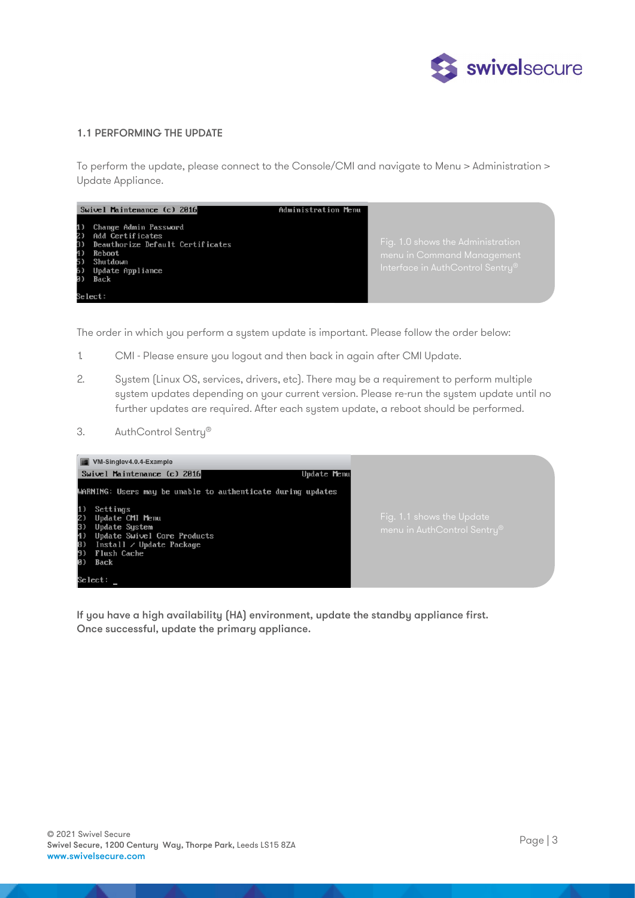## 1.1 PERFORMING THE UPDATE

To perform the update, please connect to the Console/CMI and navigate to Menu > Administration > Update Appliance.

```
Swivel Maintenance (c) 2016                          Administration Menu

1)  Change Admin Password
2)  Add Certificates
3)  Deauthorize Default Certificates
4)  Reboot
5)  Shutdown
6)  Update Appliance
0)  Back

Select:
```

Fig. 1.0 shows the Administration menu in Command Management Interface in AuthControl Sentry®

The order in which you perform a system update is important. Please follow the order below:

1. CMI - Please ensure you logout and then back in again after CMI Update.
2. System (Linux OS, services, drivers, etc). There may be a requirement to perform multiple system updates depending on your current version. Please re-run the system update until no further updates are required. After each system update, a reboot should be performed.
3. AuthControl Sentry®

```
VM-Singlev4.0.4-Example
Swivel Maintenance (c) 2016                          Update Menu

WARNING: Users may be unable to authenticate during updates

1)  Settings
2)  Update CMI Menu
3)  Update System
4)  Update Swivel Core Products
8)  Install / Update Package
9)  Flush Cache
0)  Back

Select: _
```

Fig. 1.1 shows the Update menu in AuthControl Sentry®

**If you have a high availability (HA) environment, update the standby appliance first. Once successful, update the primary appliance.**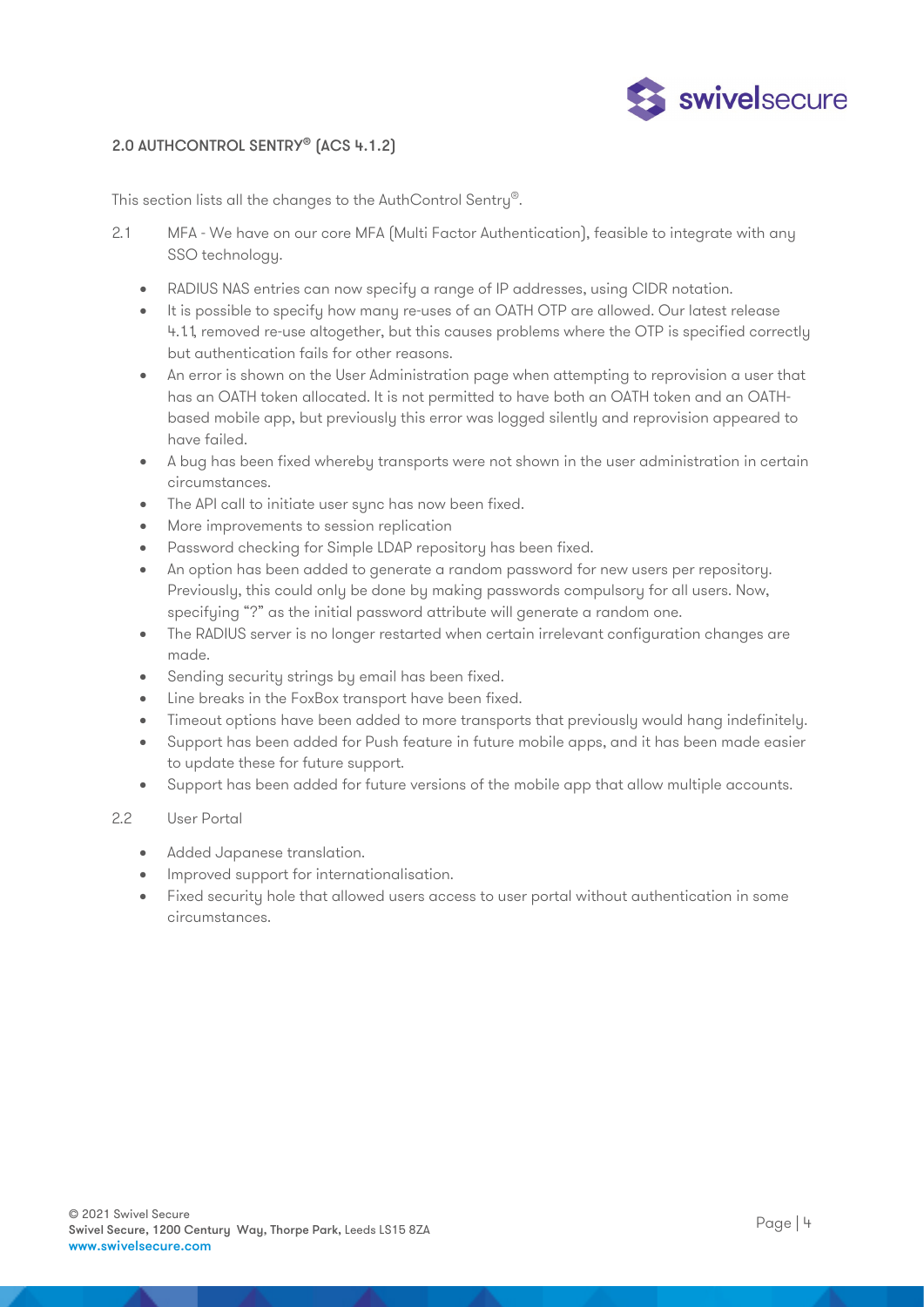## 2.0 AUTHCONTROL SENTRY® (ACS 4.1.2)

This section lists all the changes to the AuthControl Sentry®.

2.1 MFA - We have on our core MFA (Multi Factor Authentication), feasible to integrate with any SSO technology.

- RADIUS NAS entries can now specify a range of IP addresses, using CIDR notation.
- It is possible to specify how many re-uses of an OATH OTP are allowed. Our latest release 4.1.1, removed re-use altogether, but this causes problems where the OTP is specified correctly but authentication fails for other reasons.
- An error is shown on the User Administration page when attempting to reprovision a user that has an OATH token allocated. It is not permitted to have both an OATH token and an OATH-based mobile app, but previously this error was logged silently and reprovision appeared to have failed.
- A bug has been fixed whereby transports were not shown in the user administration in certain circumstances.
- The API call to initiate user sync has now been fixed.
- More improvements to session replication
- Password checking for Simple LDAP repository has been fixed.
- An option has been added to generate a random password for new users per repository. Previously, this could only be done by making passwords compulsory for all users. Now, specifying "?" as the initial password attribute will generate a random one.
- The RADIUS server is no longer restarted when certain irrelevant configuration changes are made.
- Sending security strings by email has been fixed.
- Line breaks in the FoxBox transport have been fixed.
- Timeout options have been added to more transports that previously would hang indefinitely.
- Support has been added for Push feature in future mobile apps, and it has been made easier to update these for future support.
- Support has been added for future versions of the mobile app that allow multiple accounts.

2.2 User Portal

- Added Japanese translation.
- Improved support for internationalisation.
- Fixed security hole that allowed users access to user portal without authentication in some circumstances.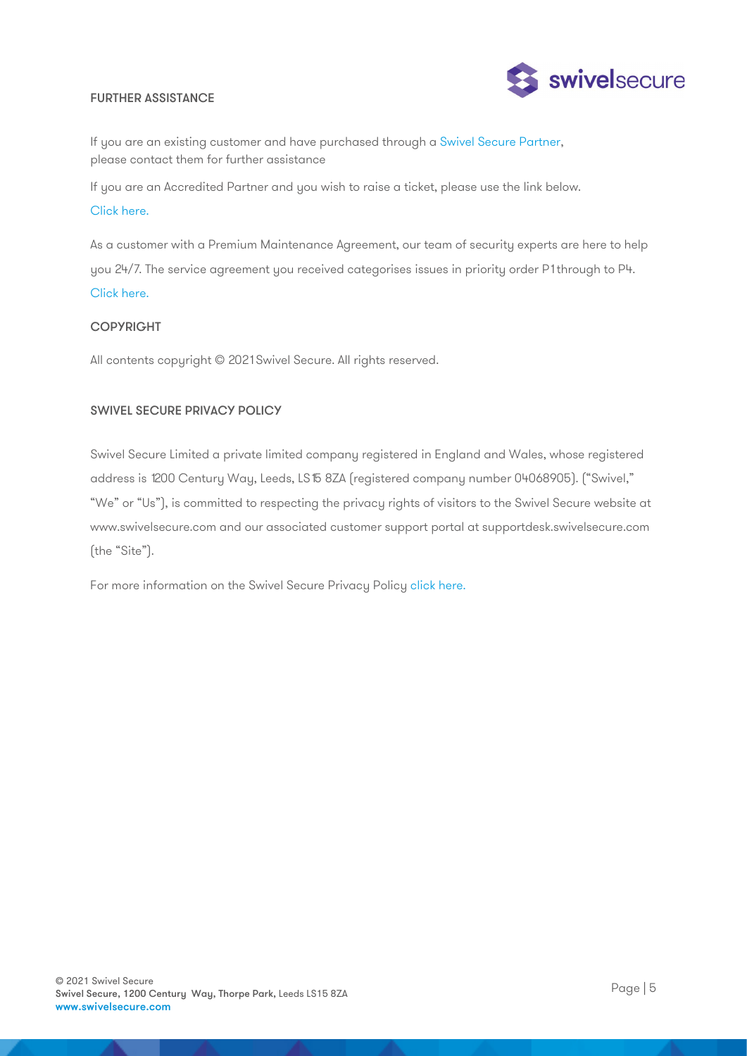## FURTHER ASSISTANCE

If you are an existing customer and have purchased through a Swivel Secure Partner, please contact them for further assistance

If you are an Accredited Partner and you wish to raise a ticket, please use the link below.
Click here.

As a customer with a Premium Maintenance Agreement, our team of security experts are here to help you 24/7. The service agreement you received categorises issues in priority order P1 through to P4.
Click here.

## COPYRIGHT

All contents copyright © 2021 Swivel Secure. All rights reserved.

## SWIVEL SECURE PRIVACY POLICY

Swivel Secure Limited a private limited company registered in England and Wales, whose registered address is 1200 Century Way, Leeds, LS15 8ZA (registered company number 04068905). ("Swivel," "We" or "Us"), is committed to respecting the privacy rights of visitors to the Swivel Secure website at www.swivelsecure.com and our associated customer support portal at supportdesk.swivelsecure.com (the "Site").

For more information on the Swivel Secure Privacy Policy click here.